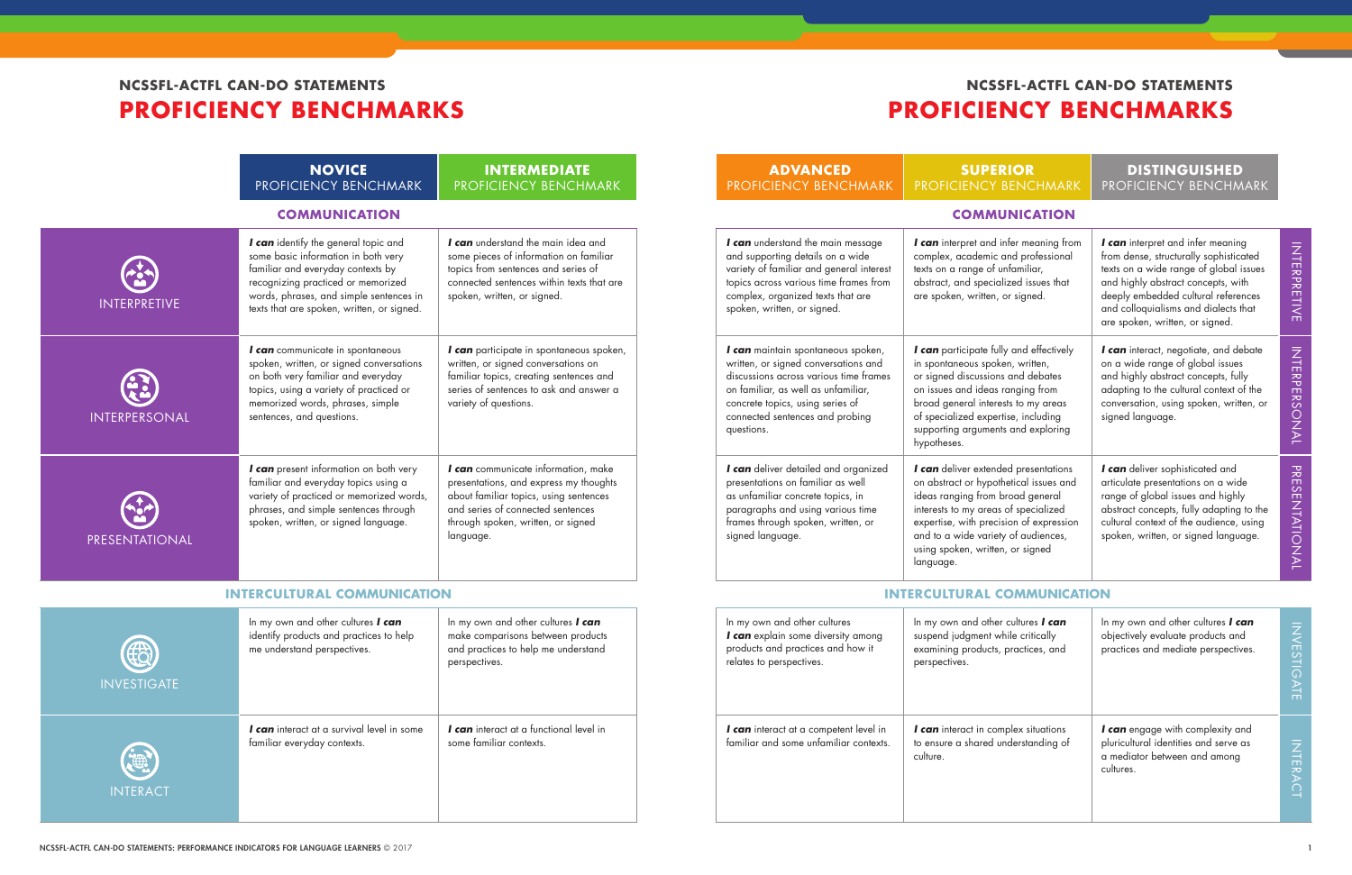## NCSSFL-ACTFL CAN-DO STATEMENTS

# PROFICIENCY BENCHMARKS

| | NOVICE PROFICIENCY BENCHMARK | INTERMEDIATE PROFICIENCY BENCHMARK | ADVANCED PROFICIENCY BENCHMARK | SUPERIOR PROFICIENCY BENCHMARK | DISTINGUISHED PROFICIENCY BENCHMARK |
|---|---|---|---|---|---|
| **COMMUNICATION** | | | | | |
| INTERPRETIVE | ***I can*** identify the general topic and some basic information in both very familiar and everyday contexts by recognizing practiced or memorized words, phrases, and simple sentences in texts that are spoken, written, or signed. | ***I can*** understand the main idea and some pieces of information on familiar topics from sentences and series of connected sentences within texts that are spoken, written, or signed. | ***I can*** understand the main message and supporting details on a wide variety of familiar and general interest topics across various time frames from complex, organized texts that are spoken, written, or signed. | ***I can*** interpret and infer meaning from complex, academic and professional texts on a range of unfamiliar, abstract, and specialized issues that are spoken, written, or signed. | ***I can*** interpret and infer meaning from dense, structurally sophisticated texts on a wide range of global issues and highly abstract concepts, with deeply embedded cultural references and colloquialisms and dialects that are spoken, written, or signed. |
| INTERPERSONAL | ***I can*** communicate in spontaneous spoken, written, or signed conversations on both very familiar and everyday topics, using a variety of practiced or memorized words, phrases, simple sentences, and questions. | ***I can*** participate in spontaneous spoken, written, or signed conversations on familiar topics, creating sentences and series of sentences to ask and answer a variety of questions. | ***I can*** maintain spontaneous spoken, written, or signed conversations and discussions across various time frames on familiar, as well as unfamiliar, concrete topics, using series of connected sentences and probing questions. | ***I can*** participate fully and effectively in spontaneous spoken, written, or signed discussions and debates on issues and ideas ranging from broad general interests to my areas of specialized expertise, including supporting arguments and exploring hypotheses. | ***I can*** interact, negotiate, and debate on a wide range of global issues and highly abstract concepts, fully adapting to the cultural context of the conversation, using spoken, written, or signed language. |
| PRESENTATIONAL | ***I can*** present information on both very familiar and everyday topics using a variety of practiced or memorized words, phrases, and simple sentences through spoken, written, or signed language. | ***I can*** communicate information, make presentations, and express my thoughts about familiar topics, using sentences and series of connected sentences through spoken, written, or signed language. | ***I can*** deliver detailed and organized presentations on familiar as well as unfamiliar concrete topics, in paragraphs and using various time frames through spoken, written, or signed language. | ***I can*** deliver extended presentations on abstract or hypothetical issues and ideas ranging from broad general interests to my areas of specialized expertise, with precision of expression and to a wide variety of audiences, using spoken, written, or signed language. | ***I can*** deliver sophisticated and articulate presentations on a wide range of global issues and highly abstract concepts, fully adapting to the cultural context of the audience, using spoken, written, or signed language. |
| **INTERCULTURAL COMMUNICATION** | | | | | |
| INVESTIGATE | In my own and other cultures ***I can*** identify products and practices to help me understand perspectives. | In my own and other cultures ***I can*** make comparisons between products and practices to help me understand perspectives. | In my own and other cultures ***I can*** explain some diversity among products and practices and how it relates to perspectives. | In my own and other cultures ***I can*** suspend judgment while critically examining products, practices, and perspectives. | In my own and other cultures ***I can*** objectively evaluate products and practices and mediate perspectives. |
| INTERACT | ***I can*** interact at a survival level in some familiar everyday contexts. | ***I can*** interact at a functional level in some familiar contexts. | ***I can*** interact at a competent level in familiar and some unfamiliar contexts. | ***I can*** interact in complex situations to ensure a shared understanding of culture. | ***I can*** engage with complexity and pluricultural identities and serve as a mediator between and among cultures. |

NCSSFL-ACTFL CAN-DO STATEMENTS: PERFORMANCE INDICATORS FOR LANGUAGE LEARNERS © 2017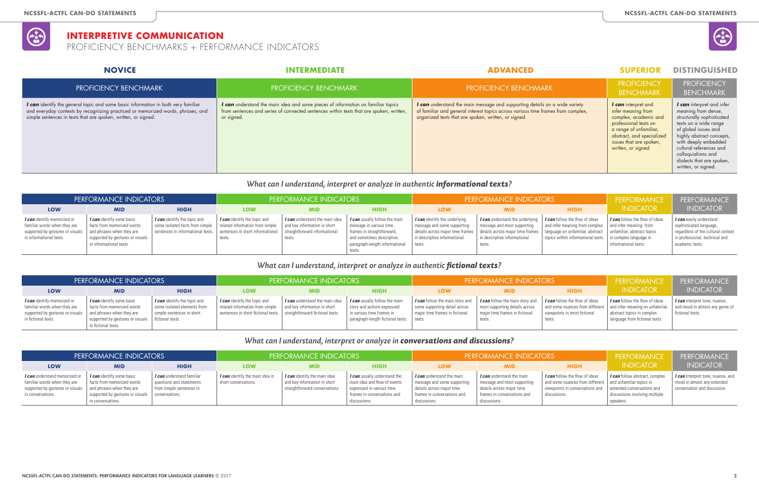# INTERPRETIVE COMMUNICATION

PROFICIENCY BENCHMARKS + PERFORMANCE INDICATORS

| NOVICE | INTERMEDIATE | ADVANCED | SUPERIOR | DISTINGUISHED |
|---|---|---|---|---|
| PROFICIENCY BENCHMARK | PROFICIENCY BENCHMARK | PROFICIENCY BENCHMARK | PROFICIENCY BENCHMARK | PROFICIENCY BENCHMARK |
| ***I can*** identify the general topic and some basic information in both very familiar and everyday contexts by recognizing practiced or memorized words, phrases, and simple sentences in texts that are spoken, written, or signed. | ***I can*** understand the main idea and some pieces of information on familiar topics from sentences and series of connected sentences within texts that are spoken, written, or signed. | ***I can*** understand the main message and supporting details on a wide variety of familiar and general interest topics across various time frames from complex, organized texts that are spoken, written, or signed. | ***I can*** interpret and infer meaning from complex, academic and professional texts on a range of unfamiliar, abstract, and specialized issues that are spoken, written, or signed. | ***I can*** interpret and infer meaning from dense, structurally sophisticated texts on a wide range of global issues and highly abstract concepts, with deeply embedded cultural references and colloquialisms and dialects that are spoken, written, or signed. |

### *What can I understand, interpret or analyze in authentic **informational texts**?*

| PERFORMANCE INDICATORS | | | PERFORMANCE INDICATORS | | | PERFORMANCE INDICATORS | | | PERFORMANCE INDICATOR | PERFORMANCE INDICATOR |
|---|---|---|---|---|---|---|---|---|---|---|
| LOW | MID | HIGH | LOW | MID | HIGH | LOW | MID | HIGH | | |
| ***I can*** identify memorized or familiar words when they are supported by gestures or visuals in informational texts. | ***I can*** identify some basic facts from memorized words and phrases when they are supported by gestures or visuals in informational texts. | ***I can*** identify the topic and some isolated facts from simple sentences in informational texts. | ***I can*** identify the topic and related information from simple sentences in short informational texts. | ***I can*** understand the main idea and key information in short straightforward informational texts. | ***I can*** usually follow the main message in various time frames in straightforward, and sometimes descriptive, paragraph-length informational texts. | ***I can*** identify the underlying message and some supporting details across major time frames in descriptive informational texts. | ***I can*** understand the underlying message and most supporting details across major time frames in descriptive informational texts. | ***I can*** follow the flow of ideas and infer meaning from complex language on unfamiliar, abstract topics within informational texts. | ***I can*** follow the flow of ideas and infer meaning from unfamiliar, abstract topics in complex language in informational texts. | ***I can*** easily understand sophisticated language, regardless of the cultural context in professional, technical and academic texts. |

### *What can I understand, interpret or analyze in authentic **fictional texts**?*

| PERFORMANCE INDICATORS | | | PERFORMANCE INDICATORS | | | PERFORMANCE INDICATORS | | | PERFORMANCE INDICATOR | PERFORMANCE INDICATOR |
|---|---|---|---|---|---|---|---|---|---|---|
| LOW | MID | HIGH | LOW | MID | HIGH | LOW | MID | HIGH | | |
| ***I can*** identify memorized or familiar words when they are supported by gestures or visuals in fictional texts. | ***I can*** identify some basic facts from memorized words and phrases when they are supported by gestures or visuals in fictional texts. | ***I can*** identify the topic and some isolated elements from simple sentences in short fictional texts. | ***I can*** identify the topic and related information from simple sentences in short fictional texts. | ***I can*** understand the main idea and key information in short straightforward fictional texts. | ***I can*** usually follow the main story and actions expressed in various time frames in paragraph-length fictional texts. | ***I can*** follow the main story and some supporting detail across major time frames in fictional texts. | ***I can*** follow the main story and most supporting details across major time frames in fictional texts. | ***I can*** follow the flow of ideas and some nuances from different viewpoints in most fictional texts. | ***I can*** follow the flow of ideas and infer meaning on unfamiliar, abstract topics in complex language from fictional texts. | ***I can*** interpret tone, nuance, and mood in almost any genre of fictional texts. |

### *What can I understand, interpret or analyze in **conversations and discussions**?*

| PERFORMANCE INDICATORS | | | PERFORMANCE INDICATORS | | | PERFORMANCE INDICATORS | | | PERFORMANCE INDICATOR | PERFORMANCE INDICATOR |
|---|---|---|---|---|---|---|---|---|---|---|
| LOW | MID | HIGH | LOW | MID | HIGH | LOW | MID | HIGH | | |
| ***I can*** understand memorized or familiar words when they are supported by gestures or visuals in conversations. | ***I can*** identify some basic facts from memorized words and phrases when they are supported by gestures or visuals in conversations. | ***I can*** understand familiar questions and statements from simple sentences in conversations. | ***I can*** identify the main idea in short conversations. | ***I can*** identify the main idea and key information in short straightforward conversations. | ***I can*** usually understand the main idea and flow of events expressed in various time frames in conversations and discussions. | ***I can*** understand the main message and some supporting details across major time frames in conversations and discussions. | ***I can*** understand the main message and most supporting details across major time frames in conversations and discussions. | ***I can*** follow the flow of ideas and some nuances from different viewpoints in conversations and discussions. | ***I can*** follow abstract, complex and unfamiliar topics in extended conversations and discussions involving multiple speakers. | ***I can*** interpret tone, nuance, and mood in almost any extended conversation and discussion. |

NCSSFL-ACTFL CAN-DO STATEMENTS: PERFORMANCE INDICATORS FOR LANGUAGE LEARNERS © 2017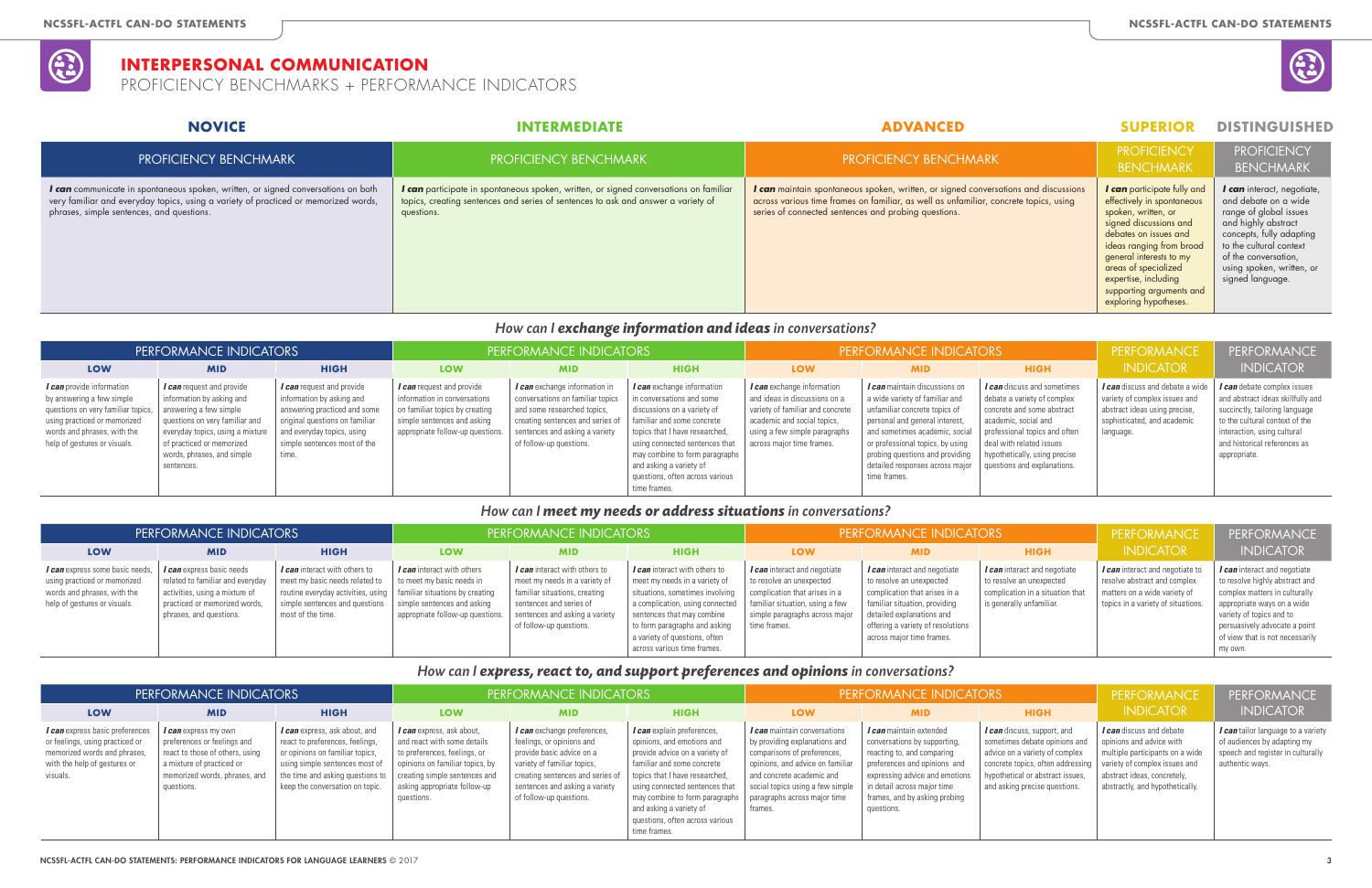# INTERPERSONAL COMMUNICATION

PROFICIENCY BENCHMARKS + PERFORMANCE INDICATORS

| NOVICE | INTERMEDIATE | ADVANCED | SUPERIOR | DISTINGUISHED |
|---|---|---|---|---|
| PROFICIENCY BENCHMARK | PROFICIENCY BENCHMARK | PROFICIENCY BENCHMARK | PROFICIENCY BENCHMARK | PROFICIENCY BENCHMARK |
| ***I can*** communicate in spontaneous spoken, written, or signed conversations on both very familiar and everyday topics, using a variety of practiced or memorized words, phrases, simple sentences, and questions. | ***I can*** participate in spontaneous spoken, written, or signed conversations on familiar topics, creating sentences and series of sentences to ask and answer a variety of questions. | ***I can*** maintain spontaneous spoken, written, or signed conversations and discussions across various time frames on familiar, as well as unfamiliar, concrete topics, using series of connected sentences and probing questions. | ***I can*** participate fully and effectively in spontaneous spoken, written, or signed discussions and debates on issues and ideas ranging from broad general interests to my areas of specialized expertise, including supporting arguments and exploring hypotheses. | ***I can*** interact, negotiate, and debate on a wide range of global issues and highly abstract concepts, fully adapting to the cultural context of the conversation, using spoken, written, or signed language. |

## *How can I* ***exchange information and ideas*** *in conversations?*

| NOVICE LOW | NOVICE MID | NOVICE HIGH | INTERMEDIATE LOW | INTERMEDIATE MID | INTERMEDIATE HIGH | ADVANCED LOW | ADVANCED MID | ADVANCED HIGH | SUPERIOR | DISTINGUISHED |
|---|---|---|---|---|---|---|---|---|---|---|
| ***I can*** provide information by answering a few simple questions on very familiar topics, using practiced or memorized words and phrases, with the help of gestures or visuals. | ***I can*** request and provide information by asking and answering a few simple questions on very familiar and everyday topics, using a mixture of practiced or memorized words, phrases, and simple sentences. | ***I can*** request and provide information by asking and answering practiced and some original questions on familiar and everyday topics, using simple sentences most of the time. | ***I can*** request and provide information in conversations on familiar topics by creating simple sentences and asking appropriate follow-up questions. | ***I can*** exchange information in conversations on familiar topics and some researched topics, creating sentences and series of sentences and asking a variety of follow-up questions. | ***I can*** exchange information in conversations and some discussions on a variety of familiar and some concrete topics that I have researched, using connected sentences that may combine to form paragraphs and asking a variety of questions, often across various time frames. | ***I can*** exchange information and ideas in discussions on a variety of familiar and concrete academic and social topics, using a few simple paragraphs across major time frames. | ***I can*** maintain discussions on a wide variety of familiar and unfamiliar concrete topics of personal and general interest, and sometimes academic, social or professional topics, by using probing questions and providing detailed responses across major time frames. | ***I can*** discuss and sometimes debate a variety of complex concrete and some abstract academic, social and professional topics and often deal with related issues hypothetically, using precise questions and explanations. | ***I can*** discuss and debate a wide variety of complex issues and abstract ideas using precise, sophisticated, and academic language. | ***I can*** debate complex issues and abstract ideas skillfully and succinctly, tailoring language to the cultural context of the interaction, using cultural and historical references as appropriate. |

## *How can I* ***meet my needs or address situations*** *in conversations?*

| NOVICE LOW | NOVICE MID | NOVICE HIGH | INTERMEDIATE LOW | INTERMEDIATE MID | INTERMEDIATE HIGH | ADVANCED LOW | ADVANCED MID | ADVANCED HIGH | SUPERIOR | DISTINGUISHED |
|---|---|---|---|---|---|---|---|---|---|---|
| ***I can*** express some basic needs, using practiced or memorized words and phrases, with the help of gestures or visuals. | ***I can*** express basic needs related to familiar and everyday activities, using a mixture of practiced or memorized words, phrases, and questions. | ***I can*** interact with others to meet my basic needs related to routine everyday activities, using simple sentences and questions most of the time. | ***I can*** interact with others to meet my basic needs in familiar situations by creating simple sentences and asking appropriate follow-up questions. | ***I can*** interact with others to meet my needs in a variety of familiar situations, creating sentences and series of sentences and asking a variety of follow-up questions. | ***I can*** interact with others to meet my needs in a variety of situations, sometimes involving a complication, using connected sentences that may combine to form paragraphs and asking a variety of questions, often across various time frames. | ***I can*** interact and negotiate to resolve an unexpected complication that arises in a familiar situation, using a few simple paragraphs across major time frames. | ***I can*** interact and negotiate to resolve an unexpected complication that arises in a familiar situation, providing detailed explanations and offering a variety of resolutions across major time frames. | ***I can*** interact and negotiate to resolve an unexpected complication in a situation that is generally unfamiliar. | ***I can*** interact and negotiate to resolve abstract and complex matters on a wide variety of topics in a variety of situations. | ***I can*** interact and negotiate to resolve highly abstract and complex matters in culturally appropriate ways on a wide variety of topics and to persuasively advocate a point of view that is not necessarily my own. |

## *How can I* ***express, react to, and support preferences and opinions*** *in conversations?*

| NOVICE LOW | NOVICE MID | NOVICE HIGH | INTERMEDIATE LOW | INTERMEDIATE MID | INTERMEDIATE HIGH | ADVANCED LOW | ADVANCED MID | ADVANCED HIGH | SUPERIOR | DISTINGUISHED |
|---|---|---|---|---|---|---|---|---|---|---|
| ***I can*** express basic preferences or feelings, using practiced or memorized words and phrases, with the help of gestures or visuals. | ***I can*** express my own preferences or feelings and react to those of others, using a mixture of practiced or memorized words, phrases, and questions. | ***I can*** express, ask about, and react to preferences, feelings, or opinions on familiar topics, using simple sentences most of the time and asking questions to keep the conversation on topic. | ***I can*** express, ask about, and react with some details to preferences, feelings, or opinions on familiar topics, by creating simple sentences and asking appropriate follow-up questions. | ***I can*** exchange preferences, feelings, or opinions and provide basic advice on a variety of familiar topics, creating sentences and series of sentences and asking a variety of follow-up questions. | ***I can*** explain preferences, opinions, and emotions and provide advice on a variety of familiar and some concrete topics that I have researched, using connected sentences that may combine to form paragraphs and asking a variety of questions, often across various time frames. | ***I can*** maintain conversations by providing explanations and comparisons of preferences, opinions, and advice on familiar and concrete academic and social topics using a few simple paragraphs across major time frames. | ***I can*** maintain extended conversations by supporting, reacting to, and comparing preferences and opinions and expressing advice and emotions in detail across major time frames, and by asking probing questions. | ***I can*** discuss, support, and sometimes debate opinions and advice on a variety of complex concrete topics, often addressing hypothetical or abstract issues, and asking precise questions. | ***I can*** discuss and debate opinions and advice with multiple participants on a wide variety of complex issues and abstract ideas, concretely, abstractly, and hypothetically. | ***I can*** tailor language to a variety of audiences by adapting my speech and register in culturally authentic ways. |

NCSSFL-ACTFL CAN-DO STATEMENTS: PERFORMANCE INDICATORS FOR LANGUAGE LEARNERS © 2017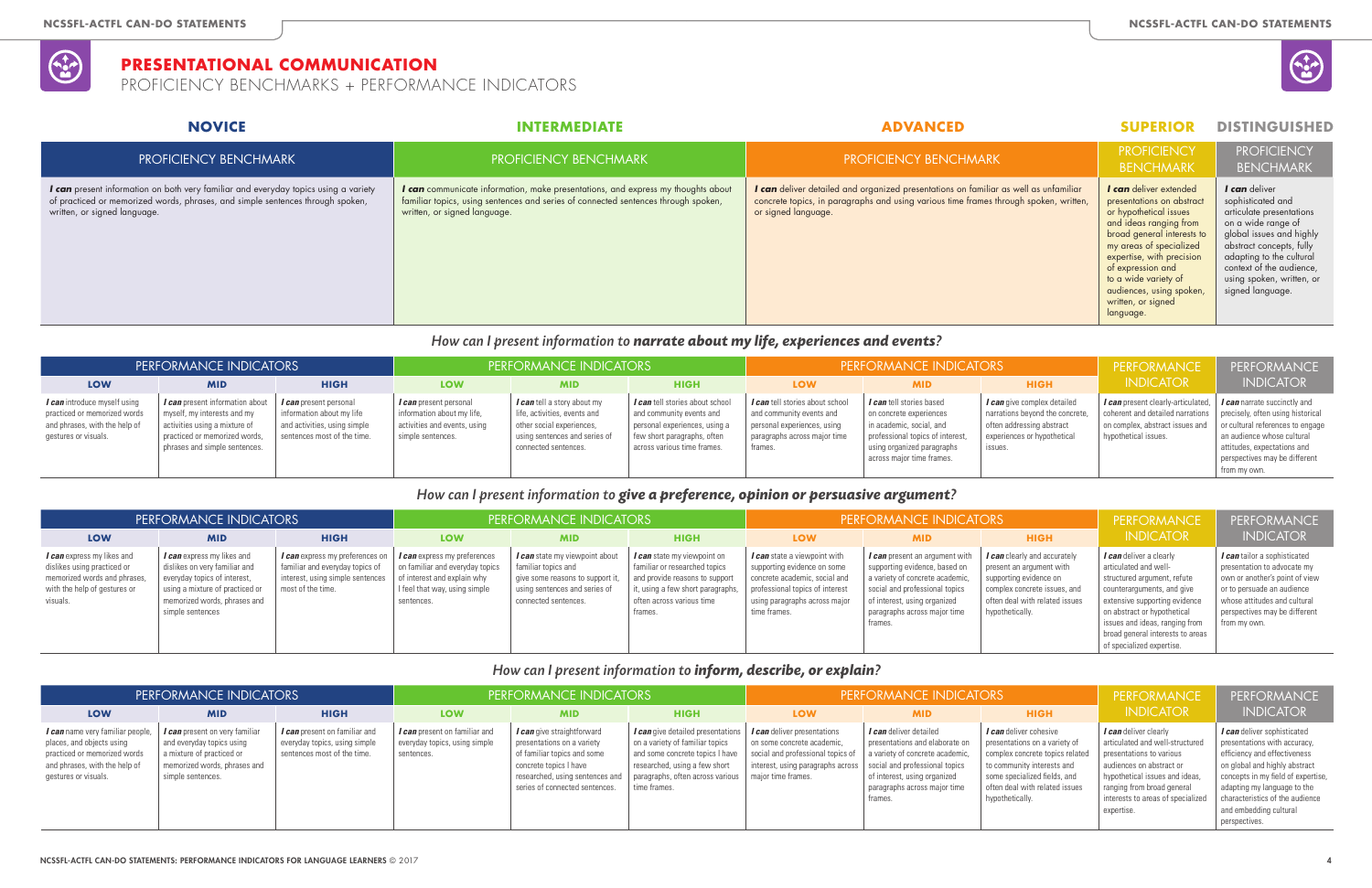# PRESENTATIONAL COMMUNICATION

PROFICIENCY BENCHMARKS + PERFORMANCE INDICATORS

| NOVICE | INTERMEDIATE | ADVANCED | SUPERIOR | DISTINGUISHED |
|---|---|---|---|---|
| PROFICIENCY BENCHMARK | PROFICIENCY BENCHMARK | PROFICIENCY BENCHMARK | PROFICIENCY BENCHMARK | PROFICIENCY BENCHMARK |
| ***I can*** present information on both very familiar and everyday topics using a variety of practiced or memorized words, phrases, and simple sentences through spoken, written, or signed language. | ***I can*** communicate information, make presentations, and express my thoughts about familiar topics, using sentences and series of connected sentences through spoken, written, or signed language. | ***I can*** deliver detailed and organized presentations on familiar as well as unfamiliar concrete topics, in paragraphs and using various time frames through spoken, written, or signed language. | ***I can*** deliver extended presentations on abstract or hypothetical issues and ideas ranging from broad general interests to my areas of specialized expertise, with precision of expression and to a wide variety of audiences, using spoken, written, or signed language. | ***I can*** deliver sophisticated and articulate presentations on a wide range of global issues and highly abstract concepts, fully adapting to the cultural context of the audience, using spoken, written, or signed language. |

## How can I present information to ***narrate about my life, experiences and events***?

| PERFORMANCE INDICATORS | | | PERFORMANCE INDICATORS | | | PERFORMANCE INDICATORS | | | PERFORMANCE INDICATOR | PERFORMANCE INDICATOR |
|---|---|---|---|---|---|---|---|---|---|---|
| LOW | MID | HIGH | LOW | MID | HIGH | LOW | MID | HIGH | | |
| ***I can*** introduce myself using practiced or memorized words and phrases, with the help of gestures or visuals. | ***I can*** present information about myself, my interests and my activities using a mixture of practiced or memorized words, phrases and simple sentences. | ***I can*** present personal information about my life and activities, using simple sentences most of the time. | ***I can*** present personal information about my life, activities and events, using simple sentences. | ***I can*** tell a story about my life, activities, events and other social experiences, using sentences and series of connected sentences. | ***I can*** tell stories about school and community events and personal experiences, using a few short paragraphs, often across various time frames. | ***I can*** tell stories about school and community events and personal experiences, using paragraphs across major time frames. | ***I can*** tell stories based on concrete experiences in academic, social, and professional topics of interest, using organized paragraphs across major time frames. | ***I can*** give complex detailed narrations beyond the concrete, often addressing abstract experiences or hypothetical issues. | ***I can*** present clearly-articulated, coherent and detailed narrations on complex, abstract issues and hypothetical issues. | ***I can*** narrate succinctly and precisely, often using historical or cultural references to engage an audience whose cultural attitudes, expectations and perspectives may be different from my own. |

## How can I present information to ***give a preference, opinion or persuasive argument***?

| PERFORMANCE INDICATORS | | | PERFORMANCE INDICATORS | | | PERFORMANCE INDICATORS | | | PERFORMANCE INDICATOR | PERFORMANCE INDICATOR |
|---|---|---|---|---|---|---|---|---|---|---|
| LOW | MID | HIGH | LOW | MID | HIGH | LOW | MID | HIGH | | |
| ***I can*** express my likes and dislikes using practiced or memorized words and phrases, with the help of gestures or visuals. | ***I can*** express my likes and dislikes on very familiar and everyday topics of interest, using a mixture of practiced or memorized words, phrases and simple sentences | ***I can*** express my preferences on familiar and everyday topics of interest, using simple sentences most of the time. | ***I can*** express my preferences on familiar and everyday topics of interest and explain why I feel that way, using simple sentences. | ***I can*** state my viewpoint about familiar topics and give some reasons to support it, using sentences and series of connected sentences. | ***I can*** state my viewpoint on familiar or researched topics and provide reasons to support it, using a few short paragraphs, often across various time frames. | ***I can*** state a viewpoint with supporting evidence on some concrete academic, social and professional topics of interest using paragraphs across major time frames. | ***I can*** present an argument with supporting evidence, based on a variety of concrete academic, social and professional topics of interest, using organized paragraphs across major time frames. | ***I can*** clearly and accurately present an argument with supporting evidence on complex concrete issues, and often deal with related issues hypothetically. | ***I can*** deliver a clearly articulated and well-structured argument, refute counterarguments, and give extensive supporting evidence on abstract or hypothetical issues and ideas, ranging from broad general interests to areas of specialized expertise. | ***I can*** tailor a sophisticated presentation to advocate my own or another's point of view or to persuade an audience whose attitudes and cultural perspectives may be different from my own. |

## How can I present information to ***inform, describe, or explain***?

| PERFORMANCE INDICATORS | | | PERFORMANCE INDICATORS | | | PERFORMANCE INDICATORS | | | PERFORMANCE INDICATOR | PERFORMANCE INDICATOR |
|---|---|---|---|---|---|---|---|---|---|---|
| LOW | MID | HIGH | LOW | MID | HIGH | LOW | MID | HIGH | | |
| ***I can*** name very familiar people, places, and objects using practiced or memorized words and phrases, with the help of gestures or visuals. | ***I can*** present on very familiar and everyday topics using a mixture of practiced or memorized words, phrases and simple sentences. | ***I can*** present on familiar and everyday topics, using simple sentences most of the time. | ***I can*** present on familiar and everyday topics, using simple sentences. | ***I can*** give straightforward presentations on a variety of familiar topics and some concrete topics I have researched, using sentences and series of connected sentences. | ***I can*** give detailed presentations on a variety of familiar topics and some concrete topics I have researched, using a few short paragraphs, often across various time frames. | ***I can*** deliver presentations on some concrete academic, social and professional topics of interest, using paragraphs across major time frames. | ***I can*** deliver detailed presentations and elaborate on a variety of concrete academic, social and professional topics of interest, using organized paragraphs across major time frames. | ***I can*** deliver cohesive presentations on a variety of complex concrete topics related to community interests and some specialized fields, and often deal with related issues hypothetically. | ***I can*** deliver clearly articulated and well-structured presentations to various audiences on abstract or hypothetical issues and ideas, ranging from broad general interests to areas of specialized expertise. | ***I can*** deliver sophisticated presentations with accuracy, efficiency and effectiveness on global and highly abstract concepts in my field of expertise, adapting my language to the characteristics of the audience and embedding cultural perspectives. |

NCSSFL-ACTFL CAN-DO STATEMENTS: PERFORMANCE INDICATORS FOR LANGUAGE LEARNERS © 2017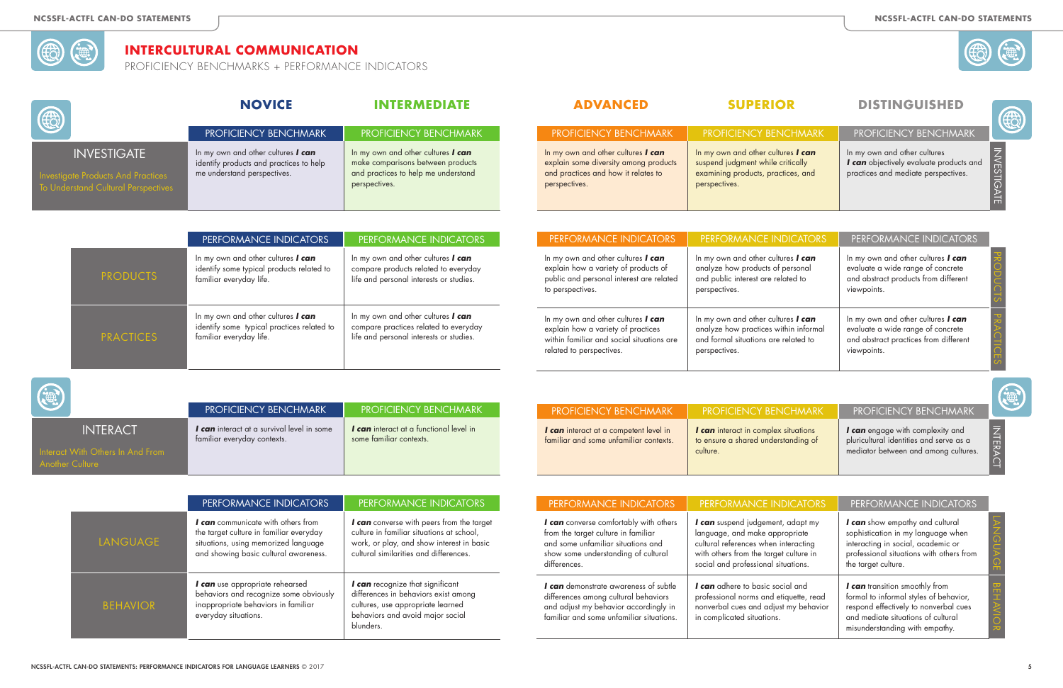# INTERCULTURAL COMMUNICATION

PROFICIENCY BENCHMARKS + PERFORMANCE INDICATORS

## INVESTIGATE

| | NOVICE | INTERMEDIATE | ADVANCED | SUPERIOR | DISTINGUISHED |
|---|---|---|---|---|---|
| | PROFICIENCY BENCHMARK | PROFICIENCY BENCHMARK | PROFICIENCY BENCHMARK | PROFICIENCY BENCHMARK | PROFICIENCY BENCHMARK |
| **INVESTIGATE** Investigate Products And Practices To Understand Cultural Perspectives | In my own and other cultures ***I can*** identify products and practices to help me understand perspectives. | In my own and other cultures ***I can*** make comparisons between products and practices to help me understand perspectives. | In my own and other cultures ***I can*** explain some diversity among products and practices and how it relates to perspectives. | In my own and other cultures ***I can*** suspend judgment while critically examining products, practices, and perspectives. | In my own and other cultures ***I can*** objectively evaluate products and practices and mediate perspectives. |
| | PERFORMANCE INDICATORS | PERFORMANCE INDICATORS | PERFORMANCE INDICATORS | PERFORMANCE INDICATORS | PERFORMANCE INDICATORS |
| PRODUCTS | In my own and other cultures ***I can*** identify some typical products related to familiar everyday life. | In my own and other cultures ***I can*** compare products related to everyday life and personal interests or studies. | In my own and other cultures ***I can*** explain how a variety of products of public and personal interest are related to perspectives. | In my own and other cultures ***I can*** analyze how products of personal and public interest are related to perspectives. | In my own and other cultures ***I can*** evaluate a wide range of concrete and abstract products from different viewpoints. |
| PRACTICES | In my own and other cultures ***I can*** identify some typical practices related to familiar everyday life. | In my own and other cultures ***I can*** compare practices related to everyday life and personal interests or studies. | In my own and other cultures ***I can*** explain how a variety of practices within familiar and social situations are related to perspectives. | In my own and other cultures ***I can*** analyze how practices within informal and formal situations are related to perspectives. | In my own and other cultures ***I can*** evaluate a wide range of concrete and abstract practices from different viewpoints. |

## INTERACT

| | NOVICE | INTERMEDIATE | ADVANCED | SUPERIOR | DISTINGUISHED |
|---|---|---|---|---|---|
| | PROFICIENCY BENCHMARK | PROFICIENCY BENCHMARK | PROFICIENCY BENCHMARK | PROFICIENCY BENCHMARK | PROFICIENCY BENCHMARK |
| **INTERACT** Interact With Others In And From Another Culture | ***I can*** interact at a survival level in some familiar everyday contexts. | ***I can*** interact at a functional level in some familiar contexts. | ***I can*** interact at a competent level in familiar and some unfamiliar contexts. | ***I can*** interact in complex situations to ensure a shared understanding of culture. | ***I can*** engage with complexity and pluricultural identities and serve as a mediator between and among cultures. |
| | PERFORMANCE INDICATORS | PERFORMANCE INDICATORS | PERFORMANCE INDICATORS | PERFORMANCE INDICATORS | PERFORMANCE INDICATORS |
| LANGUAGE | ***I can*** communicate with others from the target culture in familiar everyday situations, using memorized language and showing basic cultural awareness. | ***I can*** converse with peers from the target culture in familiar situations at school, work, or play, and show interest in basic cultural similarities and differences. | ***I can*** converse comfortably with others from the target culture in familiar and some unfamiliar situations and show some understanding of cultural differences. | ***I can*** suspend judgement, adapt my language, and make appropriate cultural references when interacting with others from the target culture in social and professional situations. | ***I can*** show empathy and cultural sophistication in my language when interacting in social, academic or professional situations with others from the target culture. |
| BEHAVIOR | ***I can*** use appropriate rehearsed behaviors and recognize some obviously inappropriate behaviors in familiar everyday situations. | ***I can*** recognize that significant differences in behaviors exist among cultures, use appropriate learned behaviors and avoid major social blunders. | ***I can*** demonstrate awareness of subtle differences among cultural behaviors and adjust my behavior accordingly in familiar and some unfamiliar situations. | ***I can*** adhere to basic social and professional norms and etiquette, read nonverbal cues and adjust my behavior in complicated situations. | ***I can*** transition smoothly from formal to informal styles of behavior, respond effectively to nonverbal cues and mediate situations of cultural misunderstanding with empathy. |